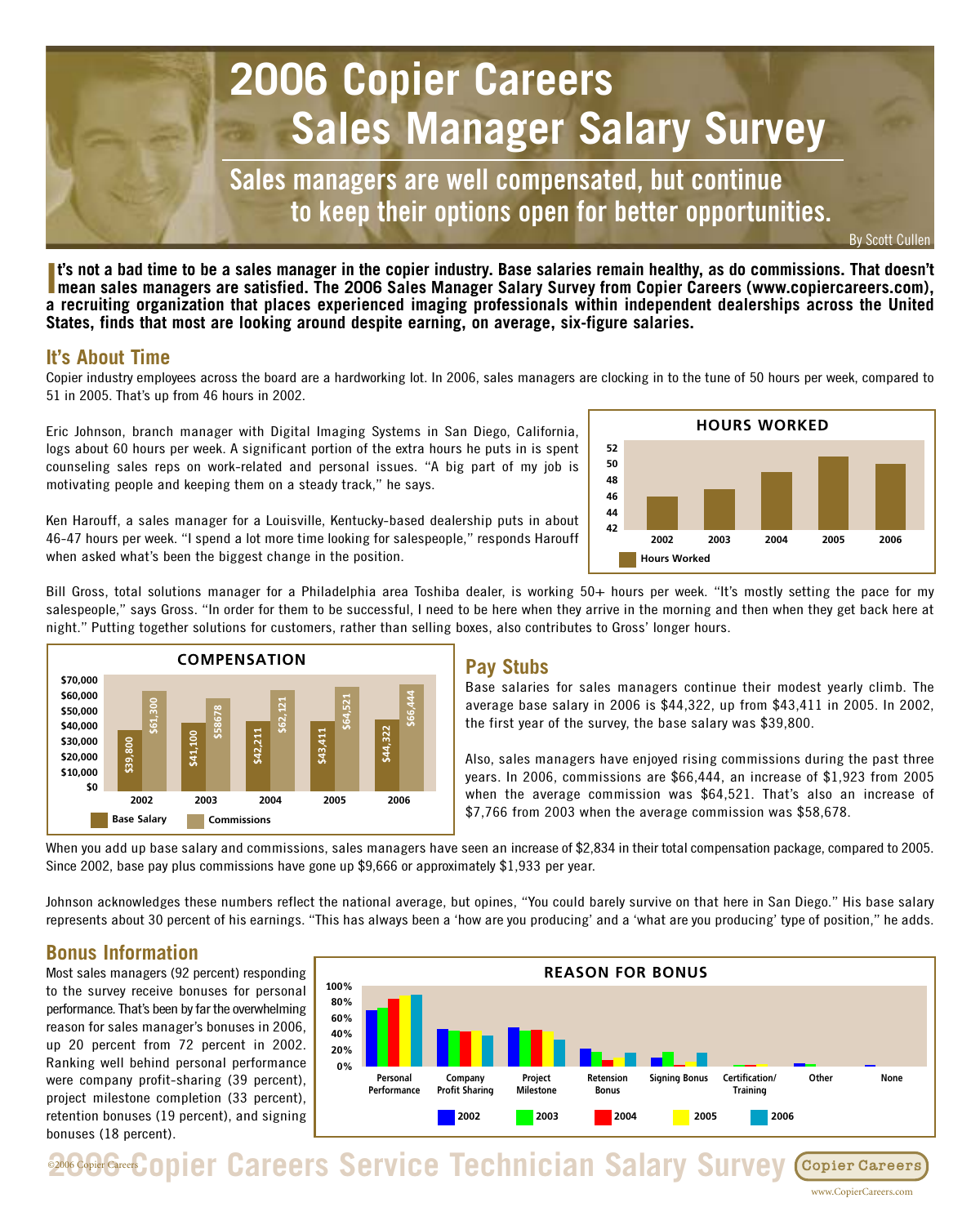# 2006 Copier Careers Sales Manager Salary Survey

## Sales managers are well compensated, but continue to keep their options open for better opportunities.

By Scott Cullen

**It's not a bad time to be a sales manager in the copier industry. Base salaries remain healthy, as do commissions. That doesn't mean sales managers are satisfied. The 2006 Sales Manager Salary Survey from Copier Careers (www.copiercareers.com), a recruiting organization that places experienced imaging professionals within independent dealerships across the United States, finds that most are looking around despite earning, on average, six-figure salaries.**

## It's About Time

Copier industry employees across the board are a hardworking lot. In 2006, sales managers are clocking in to the tune of 50 hours per week, compared to 51 in 2005. That's up from 46 hours in 2002.

Eric Johnson, branch manager with Digital Imaging Systems in San Diego, California, logs about 60 hours per week. A significant portion of the extra hours he puts in is spent counseling sales reps on work-related and personal issues. "A big part of my job is motivating people and keeping them on a steady track," he says.

Ken Harouff, a sales manager for a Louisville, Kentucky-based dealership puts in about 46-47 hours per week. "I spend a lot more time looking for salespeople," responds Harouff when asked what's been the biggest change in the position.

**HOURS WORKED**

| Year | Hours Worked |
|---|---|
| 2002 | 46 |
| 2003 | 47 |
| 2004 | 49 |
| 2005 | 51 |
| 2006 | 50 |

Bill Gross, total solutions manager for a Philadelphia area Toshiba dealer, is working 50+ hours per week. "It's mostly setting the pace for my salespeople," says Gross. "In order for them to be successful, I need to be here when they arrive in the morning and then when they get back here at night." Putting together solutions for customers, rather than selling boxes, also contributes to Gross' longer hours.

**COMPENSATION**

| Year | Base Salary | Commissions |
|---|---|---|
| 2002 | $39,800 | $61,300 |
| 2003 | $41,100 | $58678 |
| 2004 | $42,211 | $62,121 |
| 2005 | $43,411 | $64,521 |
| 2006 | $44,322 | $66,444 |

## Pay Stubs

Base salaries for sales managers continue their modest yearly climb. The average base salary in 2006 is $44,322, up from $43,411 in 2005. In 2002, the first year of the survey, the base salary was $39,800.

Also, sales managers have enjoyed rising commissions during the past three years. In 2006, commissions are $66,444, an increase of $1,923 from 2005 when the average commission was $64,521. That's also an increase of $7,766 from 2003 when the average commission was $58,678.

When you add up base salary and commissions, sales managers have seen an increase of $2,834 in their total compensation package, compared to 2005. Since 2002, base pay plus commissions have gone up $9,666 or approximately $1,933 per year.

Johnson acknowledges these numbers reflect the national average, but opines, "You could barely survive on that here in San Diego." His base salary represents about 30 percent of his earnings. "This has always been a 'how are you producing' and a 'what are you producing' type of position," he adds.

## Bonus Information

Most sales managers (92 percent) responding to the survey receive bonuses for personal performance. That's been by far the overwhelming reason for sales manager's bonuses in 2006, up 20 percent from 72 percent in 2002. Ranking well behind personal performance were company profit-sharing (39 percent), project milestone completion (33 percent), retention bonuses (19 percent), and signing bonuses (18 percent).

**REASON FOR BONUS**

Categories: Personal Performance, Company Profit Sharing, Project Milestone, Retension Bonus, Signing Bonus, Certification/Training, Other, None (2002, 2003, 2004, 2005, 2006)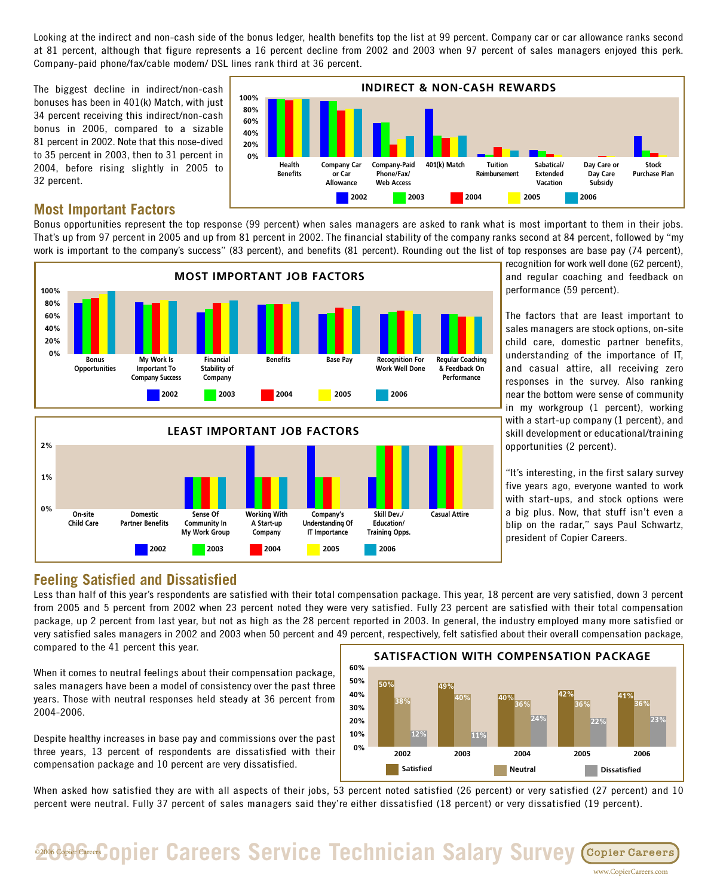Looking at the indirect and non-cash side of the bonus ledger, health benefits top the list at 99 percent. Company car or car allowance ranks second at 81 percent, although that figure represents a 16 percent decline from 2002 and 2003 when 97 percent of sales managers enjoyed this perk. Company-paid phone/fax/cable modem/ DSL lines rank third at 36 percent.

The biggest decline in indirect/non-cash bonuses has been in 401(k) Match, with just 34 percent receiving this indirect/non-cash bonus in 2006, compared to a sizable 81 percent in 2002. Note that this nose-dived to 35 percent in 2003, then to 31 percent in 2004, before rising slightly in 2005 to 32 percent.

**INDIRECT & NON-CASH REWARDS**

## Most Important Factors

Bonus opportunities represent the top response (99 percent) when sales managers are asked to rank what is most important to them in their jobs. That's up from 97 percent in 2005 and up from 81 percent in 2002. The financial stability of the company ranks second at 84 percent, followed by "my work is important to the company's success" (83 percent), and benefits (81 percent). Rounding out the list of top responses are base pay (74 percent), recognition for work well done (62 percent), and regular coaching and feedback on performance (59 percent).

**MOST IMPORTANT JOB FACTORS**

The factors that are least important to sales managers are stock options, on-site child care, domestic partner benefits, understanding of the importance of IT, and casual attire, all receiving zero responses in the survey. Also ranking near the bottom were sense of community in my workgroup (1 percent), working with a start-up company (1 percent), and skill development or educational/training opportunities (2 percent).

**LEAST IMPORTANT JOB FACTORS**

"It's interesting, in the first salary survey five years ago, everyone wanted to work with start-ups, and stock options were a big plus. Now, that stuff isn't even a blip on the radar," says Paul Schwartz, president of Copier Careers.

## Feeling Satisfied and Dissatisfied

Less than half of this year's respondents are satisfied with their total compensation package. This year, 18 percent are very satisfied, down 3 percent from 2005 and 5 percent from 2002 when 23 percent noted they were very satisfied. Fully 23 percent are satisfied with their total compensation package, up 2 percent from last year, but not as high as the 28 percent reported in 2003. In general, the industry employed many more satisfied or very satisfied sales managers in 2002 and 2003 when 50 percent and 49 percent, respectively, felt satisfied about their overall compensation package, compared to the 41 percent this year.

When it comes to neutral feelings about their compensation package, sales managers have been a model of consistency over the past three years. Those with neutral responses held steady at 36 percent from 2004-2006.

Despite healthy increases in base pay and commissions over the past three years, 13 percent of respondents are dissatisfied with their compensation package and 10 percent are very dissatisfied.

**SATISFACTION WITH COMPENSATION PACKAGE**

| Year | Satisfied | Neutral | Dissatisfied |
|---|---|---|---|
| 2002 | 50% | 38% | 12% |
| 2003 | 49% | 40% | 11% |
| 2004 | 40% | 36% | 24% |
| 2005 | 42% | 36% | 22% |
| 2006 | 41% | 36% | 23% |

When asked how satisfied they are with all aspects of their jobs, 53 percent noted satisfied (26 percent) or very satisfied (27 percent) and 10 percent were neutral. Fully 37 percent of sales managers said they're either dissatisfied (18 percent) or very dissatisfied (19 percent).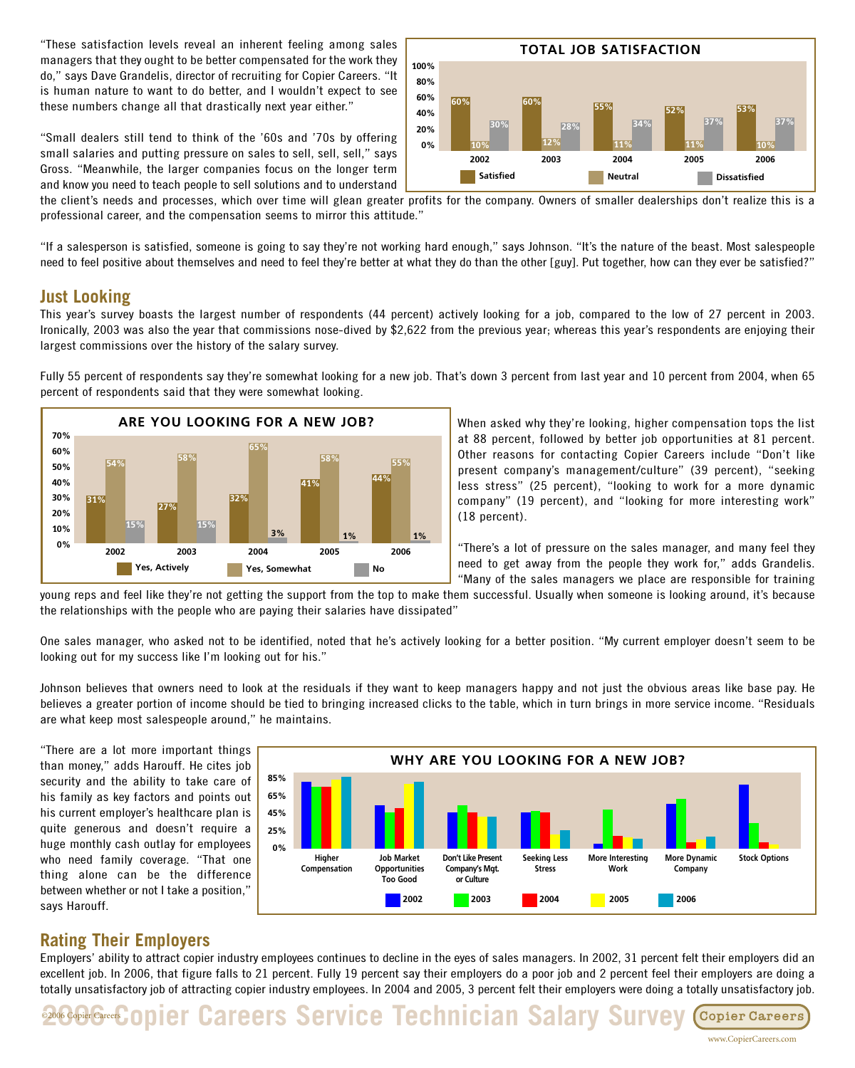"These satisfaction levels reveal an inherent feeling among sales managers that they ought to be better compensated for the work they do," says Dave Grandelis, director of recruiting for Copier Careers. "It is human nature to want to do better, and I wouldn't expect to see these numbers change all that drastically next year either."

"Small dealers still tend to think of the '60s and '70s by offering small salaries and putting pressure on sales to sell, sell, sell," says Gross. "Meanwhile, the larger companies focus on the longer term and know you need to teach people to sell solutions and to understand the client's needs and processes, which over time will glean greater profits for the company. Owners of smaller dealerships don't realize this is a professional career, and the compensation seems to mirror this attitude."

**TOTAL JOB SATISFACTION**

| | 2002 | 2003 | 2004 | 2005 | 2006 |
|---|---|---|---|---|---|
| Satisfied | 60% | 60% | 55% | 52% | 53% |
| Neutral | 10% | 12% | 11% | 11% | 10% |
| Dissatisfied | 30% | 28% | 34% | 37% | 37% |

"If a salesperson is satisfied, someone is going to say they're not working hard enough," says Johnson. "It's the nature of the beast. Most salespeople need to feel positive about themselves and need to feel they're better at what they do than the other [guy]. Put together, how can they ever be satisfied?"

## Just Looking

This year's survey boasts the largest number of respondents (44 percent) actively looking for a job, compared to the low of 27 percent in 2003. Ironically, 2003 was also the year that commissions nose-dived by $2,622 from the previous year; whereas this year's respondents are enjoying their largest commissions over the history of the salary survey.

Fully 55 percent of respondents say they're somewhat looking for a new job. That's down 3 percent from last year and 10 percent from 2004, when 65 percent of respondents said that they were somewhat looking.

**ARE YOU LOOKING FOR A NEW JOB?**

| | 2002 | 2003 | 2004 | 2005 | 2006 |
|---|---|---|---|---|---|
| Yes, Actively | 31% | 27% | 32% | 41% | 44% |
| Yes, Somewhat | 54% | 58% | 65% | 58% | 55% |
| No | 15% | 15% | 3% | 1% | 1% |

When asked why they're looking, higher compensation tops the list at 88 percent, followed by better job opportunities at 81 percent. Other reasons for contacting Copier Careers include "Don't like present company's management/culture" (39 percent), "seeking less stress" (25 percent), "looking to work for a more dynamic company" (19 percent), and "looking for more interesting work" (18 percent).

"There's a lot of pressure on the sales manager, and many feel they need to get away from the people they work for," adds Grandelis. "Many of the sales managers we place are responsible for training young reps and feel like they're not getting the support from the top to make them successful. Usually when someone is looking around, it's because the relationships with the people who are paying their salaries have dissipated"

One sales manager, who asked not to be identified, noted that he's actively looking for a better position. "My current employer doesn't seem to be looking out for my success like I'm looking out for his."

Johnson believes that owners need to look at the residuals if they want to keep managers happy and not just the obvious areas like base pay. He believes a greater portion of income should be tied to bringing increased clicks to the table, which in turn brings in more service income. "Residuals are what keep most salespeople around," he maintains.

"There are a lot more important things than money," adds Harouff. He cites job security and the ability to take care of his family as key factors and points out his current employer's healthcare plan is quite generous and doesn't require a huge monthly cash outlay for employees who need family coverage. "That one thing alone can be the difference between whether or not I take a position," says Harouff.

**WHY ARE YOU LOOKING FOR A NEW JOB?**

Categories: Higher Compensation; Job Market Opportunities Too Good; Don't Like Present Company's Mgt. or Culture; Seeking Less Stress; More Interesting Work; More Dynamic Company; Stock Options. Series: 2002, 2003, 2004, 2005, 2006. Axis: 0%, 25%, 45%, 65%, 85%.

## Rating Their Employers

Employers' ability to attract copier industry employees continues to decline in the eyes of sales managers. In 2002, 31 percent felt their employers did an excellent job. In 2006, that figure falls to 21 percent. Fully 19 percent say their employers do a poor job and 2 percent feel their employers are doing a totally unsatisfactory job of attracting copier industry employees. In 2004 and 2005, 3 percent felt their employers were doing a totally unsatisfactory job.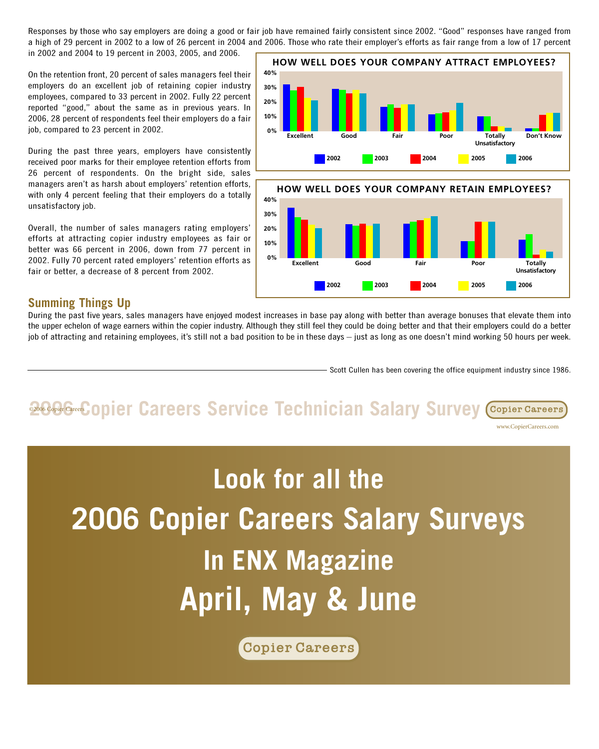Responses by those who say employers are doing a good or fair job have remained fairly consistent since 2002. "Good" responses have ranged from a high of 29 percent in 2002 to a low of 26 percent in 2004 and 2006. Those who rate their employer's efforts as fair range from a low of 17 percent in 2002 and 2004 to 19 percent in 2003, 2005, and 2006.

On the retention front, 20 percent of sales managers feel their employers do an excellent job of retaining copier industry employees, compared to 33 percent in 2002. Fully 22 percent reported "good," about the same as in previous years. In 2006, 28 percent of respondents feel their employers do a fair job, compared to 23 percent in 2002.

During the past three years, employers have consistently received poor marks for their employee retention efforts from 26 percent of respondents. On the bright side, sales managers aren't as harsh about employers' retention efforts, with only 4 percent feeling that their employers do a totally unsatisfactory job.

Overall, the number of sales managers rating employers' efforts at attracting copier industry employees as fair or better was 66 percent in 2006, down from 77 percent in 2002. Fully 70 percent rated employers' retention efforts as fair or better, a decrease of 8 percent from 2002.

**HOW WELL DOES YOUR COMPANY ATTRACT EMPLOYEES?**

40%
30%
20%
10%
0%

Excellent
Good
Fair
Poor
Totally Unsatisfactory
Don't Know

2002
2003
2004
2005
2006

**HOW WELL DOES YOUR COMPANY RETAIN EMPLOYEES?**

40%
30%
20%
10%
0%

Excellent
Good
Fair
Poor
Totally Unsatisfactory

2002
2003
2004
2005
2006

## Summing Things Up

During the past five years, sales managers have enjoyed modest increases in base pay along with better than average bonuses that elevate them into the upper echelon of wage earners within the copier industry. Although they still feel they could be doing better and that their employers could do a better job of attracting and retaining employees, it's still not a bad position to be in these days — just as long as one doesn't mind working 50 hours per week.

Scott Cullen has been covering the office equipment industry since 1986.

## 2006 Copier Careers Service Technician Salary Survey

©2006 Copier Careers

Copier Careers

www.CopierCareers.com

# Look for all the 2006 Copier Careers Salary Surveys In ENX Magazine April, May & June

Copier Careers